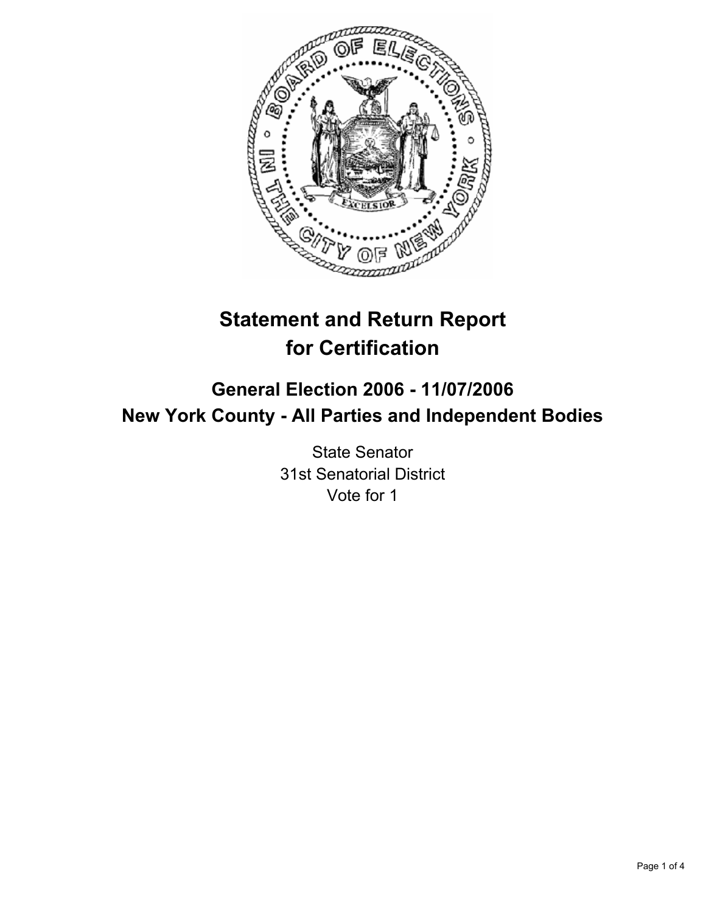# Statement and Return Report for Certification

## General Election 2006 - 11/07/2006
## New York County - All Parties and Independent Bodies

State Senator
31st Senatorial District
Vote for 1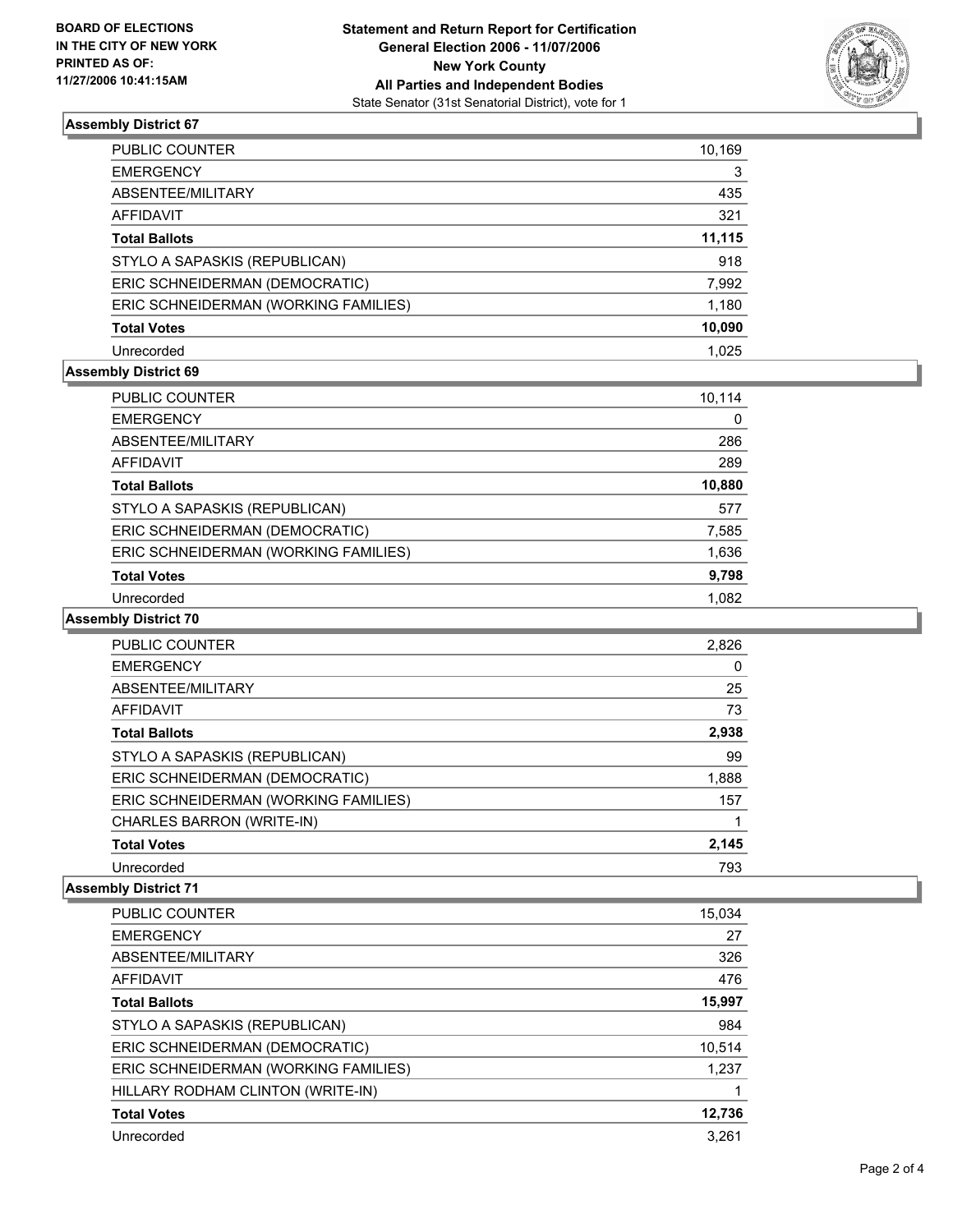**BOARD OF ELECTIONS IN THE CITY OF NEW YORK PRINTED AS OF: 11/27/2006 10:41:15AM**

**Statement and Return Report for Certification General Election 2006 - 11/07/2006 New York County All Parties and Independent Bodies**

State Senator (31st Senatorial District), vote for 1

### Assembly District 67

| | |
|---|---|
| PUBLIC COUNTER | 10,169 |
| EMERGENCY | 3 |
| ABSENTEE/MILITARY | 435 |
| AFFIDAVIT | 321 |
| **Total Ballots** | **11,115** |
| STYLO A SAPASKIS (REPUBLICAN) | 918 |
| ERIC SCHNEIDERMAN (DEMOCRATIC) | 7,992 |
| ERIC SCHNEIDERMAN (WORKING FAMILIES) | 1,180 |
| **Total Votes** | **10,090** |
| Unrecorded | 1,025 |

### Assembly District 69

| | |
|---|---|
| PUBLIC COUNTER | 10,114 |
| EMERGENCY | 0 |
| ABSENTEE/MILITARY | 286 |
| AFFIDAVIT | 289 |
| **Total Ballots** | **10,880** |
| STYLO A SAPASKIS (REPUBLICAN) | 577 |
| ERIC SCHNEIDERMAN (DEMOCRATIC) | 7,585 |
| ERIC SCHNEIDERMAN (WORKING FAMILIES) | 1,636 |
| **Total Votes** | **9,798** |
| Unrecorded | 1,082 |

### Assembly District 70

| | |
|---|---|
| PUBLIC COUNTER | 2,826 |
| EMERGENCY | 0 |
| ABSENTEE/MILITARY | 25 |
| AFFIDAVIT | 73 |
| **Total Ballots** | **2,938** |
| STYLO A SAPASKIS (REPUBLICAN) | 99 |
| ERIC SCHNEIDERMAN (DEMOCRATIC) | 1,888 |
| ERIC SCHNEIDERMAN (WORKING FAMILIES) | 157 |
| CHARLES BARRON (WRITE-IN) | 1 |
| **Total Votes** | **2,145** |
| Unrecorded | 793 |

### Assembly District 71

| | |
|---|---|
| PUBLIC COUNTER | 15,034 |
| EMERGENCY | 27 |
| ABSENTEE/MILITARY | 326 |
| AFFIDAVIT | 476 |
| **Total Ballots** | **15,997** |
| STYLO A SAPASKIS (REPUBLICAN) | 984 |
| ERIC SCHNEIDERMAN (DEMOCRATIC) | 10,514 |
| ERIC SCHNEIDERMAN (WORKING FAMILIES) | 1,237 |
| HILLARY RODHAM CLINTON (WRITE-IN) | 1 |
| **Total Votes** | **12,736** |
| Unrecorded | 3,261 |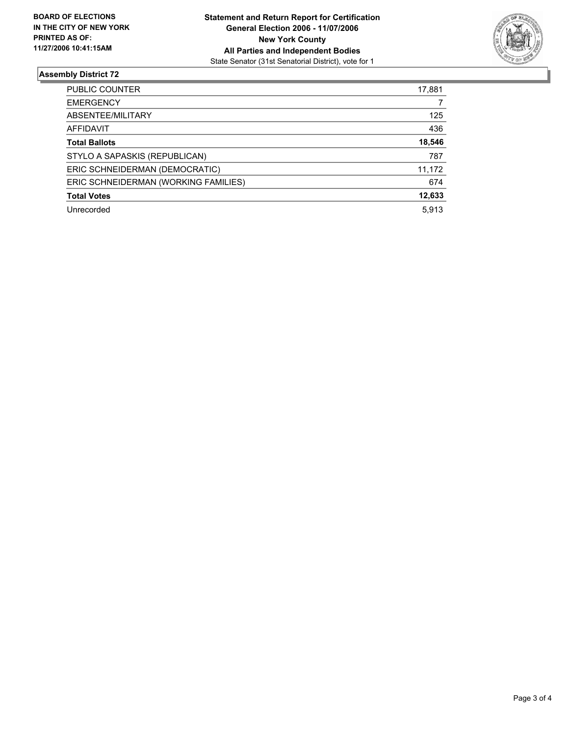**BOARD OF ELECTIONS IN THE CITY OF NEW YORK PRINTED AS OF: 11/27/2006 10:41:15AM**

**Statement and Return Report for Certification General Election 2006 - 11/07/2006 New York County All Parties and Independent Bodies**

State Senator (31st Senatorial District), vote for 1

## Assembly District 72

| | |
|---|---|
| PUBLIC COUNTER | 17,881 |
| EMERGENCY | 7 |
| ABSENTEE/MILITARY | 125 |
| AFFIDAVIT | 436 |
| **Total Ballots** | **18,546** |
| STYLO A SAPASKIS (REPUBLICAN) | 787 |
| ERIC SCHNEIDERMAN (DEMOCRATIC) | 11,172 |
| ERIC SCHNEIDERMAN (WORKING FAMILIES) | 674 |
| **Total Votes** | **12,633** |
| Unrecorded | 5,913 |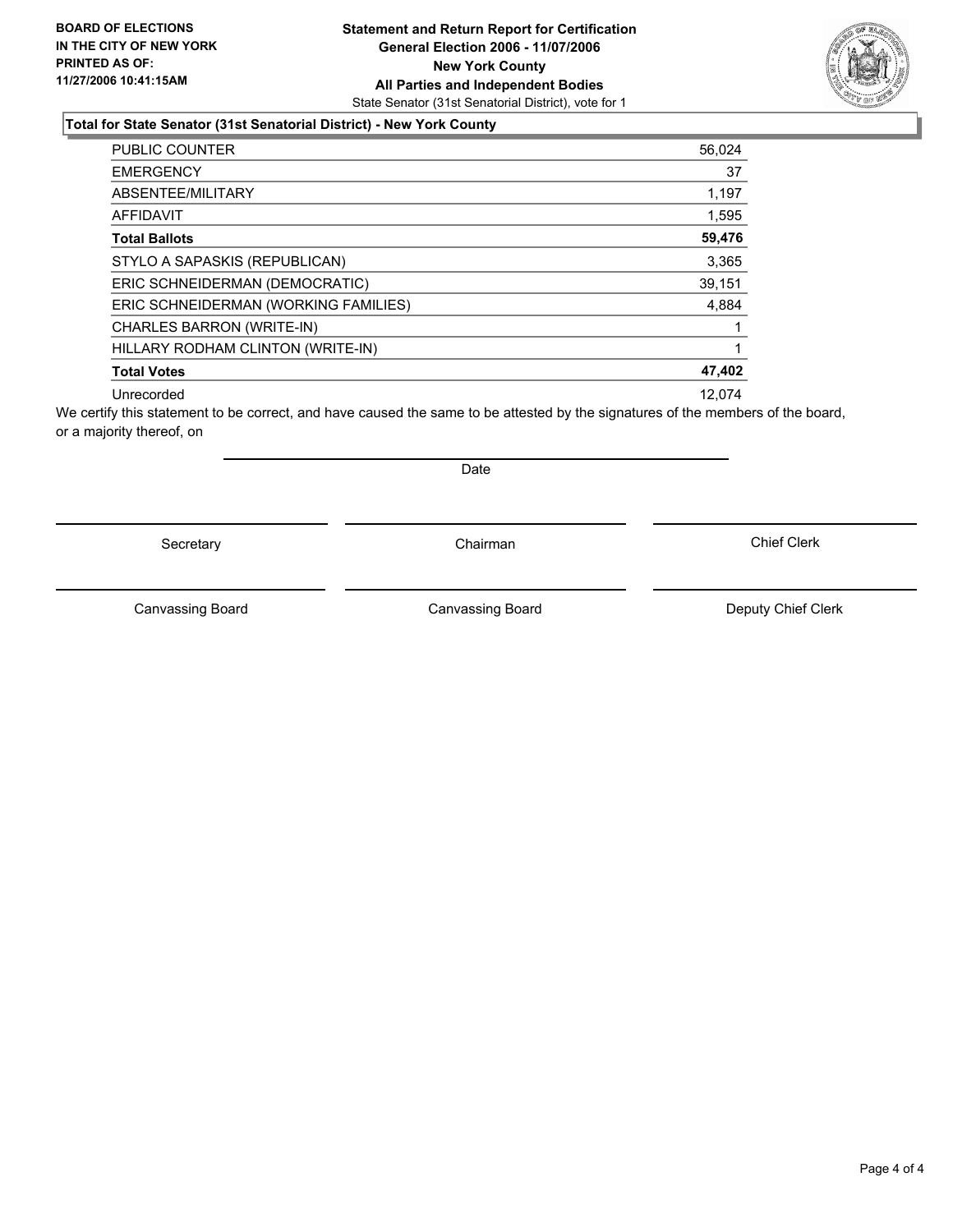**BOARD OF ELECTIONS IN THE CITY OF NEW YORK PRINTED AS OF: 11/27/2006 10:41:15AM**

**Statement and Return Report for Certification**
**General Election 2006 - 11/07/2006**
**New York County**
**All Parties and Independent Bodies**
State Senator (31st Senatorial District), vote for 1

**Total for State Senator (31st Senatorial District) - New York County**

| | |
|---|---|
| PUBLIC COUNTER | 56,024 |
| EMERGENCY | 37 |
| ABSENTEE/MILITARY | 1,197 |
| AFFIDAVIT | 1,595 |
| **Total Ballots** | **59,476** |
| STYLO A SAPASKIS (REPUBLICAN) | 3,365 |
| ERIC SCHNEIDERMAN (DEMOCRATIC) | 39,151 |
| ERIC SCHNEIDERMAN (WORKING FAMILIES) | 4,884 |
| CHARLES BARRON (WRITE-IN) | 1 |
| HILLARY RODHAM CLINTON (WRITE-IN) | 1 |
| **Total Votes** | **47,402** |
| Unrecorded | 12,074 |

We certify this statement to be correct, and have caused the same to be attested by the signatures of the members of the board, or a majority thereof, on

Date

Secretary

Chairman

Chief Clerk

Canvassing Board

Canvassing Board

Deputy Chief Clerk